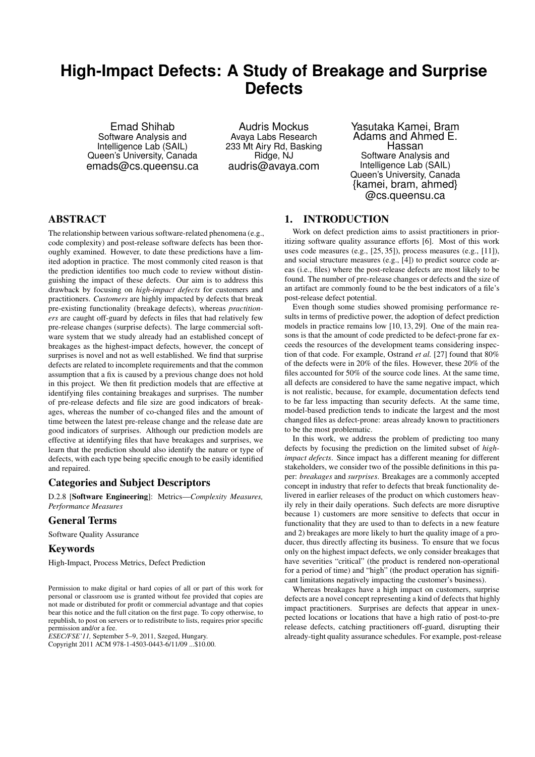# High-Impact Defects: A Study of Breakage and Surprise Defects

Emad Shihab
Software Analysis and Intelligence Lab (SAIL)
Queen's University, Canada
emads@cs.queensu.ca

Audris Mockus
Avaya Labs Research
233 Mt Airy Rd, Basking Ridge, NJ
audris@avaya.com

Yasutaka Kamei, Bram Adams and Ahmed E. Hassan
Software Analysis and Intelligence Lab (SAIL)
Queen's University, Canada
{kamei, bram, ahmed}@cs.queensu.ca

## ABSTRACT

The relationship between various software-related phenomena (e.g., code complexity) and post-release software defects has been thoroughly examined. However, to date these predictions have a limited adoption in practice. The most commonly cited reason is that the prediction identifies too much code to review without distinguishing the impact of these defects. Our aim is to address this drawback by focusing on *high-impact defects* for customers and practitioners. *Customers* are highly impacted by defects that break pre-existing functionality (breakage defects), whereas *practitioners* are caught off-guard by defects in files that had relatively few pre-release changes (surprise defects). The large commercial software system that we study already had an established concept of breakages as the highest-impact defects, however, the concept of surprises is novel and not as well established. We find that surprise defects are related to incomplete requirements and that the common assumption that a fix is caused by a previous change does not hold in this project. We then fit prediction models that are effective at identifying files containing breakages and surprises. The number of pre-release defects and file size are good indicators of breakages, whereas the number of co-changed files and the amount of time between the latest pre-release change and the release date are good indicators of surprises. Although our prediction models are effective at identifying files that have breakages and surprises, we learn that the prediction should also identify the nature or type of defects, with each type being specific enough to be easily identified and repaired.

## Categories and Subject Descriptors

D.2.8 [**Software Engineering**]: Metrics—*Complexity Measures, Performance Measures*

## General Terms

Software Quality Assurance

## Keywords

High-Impact, Process Metrics, Defect Prediction

Permission to make digital or hard copies of all or part of this work for personal or classroom use is granted without fee provided that copies are not made or distributed for profit or commercial advantage and that copies bear this notice and the full citation on the first page. To copy otherwise, to republish, to post on servers or to redistribute to lists, requires prior specific permission and/or a fee.
*ESEC/FSE'11,* September 5–9, 2011, Szeged, Hungary.
Copyright 2011 ACM 978-1-4503-0443-6/11/09 ...$10.00.

## 1. INTRODUCTION

Work on defect prediction aims to assist practitioners in prioritizing software quality assurance efforts [6]. Most of this work uses code measures (e.g., [25, 35]), process measures (e.g., [11]), and social structure measures (e.g., [4]) to predict source code areas (i.e., files) where the post-release defects are most likely to be found. The number of pre-release changes or defects and the size of an artifact are commonly found to be the best indicators of a file's post-release defect potential.

Even though some studies showed promising performance results in terms of predictive power, the adoption of defect prediction models in practice remains low [10, 13, 29]. One of the main reasons is that the amount of code predicted to be defect-prone far exceeds the resources of the development teams considering inspection of that code. For example, Ostrand *et al.* [27] found that 80% of the defects were in 20% of the files. However, these 20% of the files accounted for 50% of the source code lines. At the same time, all defects are considered to have the same negative impact, which is not realistic, because, for example, documentation defects tend to be far less impacting than security defects. At the same time, model-based prediction tends to indicate the largest and the most changed files as defect-prone: areas already known to practitioners to be the most problematic.

In this work, we address the problem of predicting too many defects by focusing the prediction on the limited subset of *high-impact defects*. Since impact has a different meaning for different stakeholders, we consider two of the possible definitions in this paper: *breakages* and *surprises*. Breakages are a commonly accepted concept in industry that refer to defects that break functionality delivered in earlier releases of the product on which customers heavily rely in their daily operations. Such defects are more disruptive because 1) customers are more sensitive to defects that occur in functionality that they are used to than to defects in a new feature and 2) breakages are more likely to hurt the quality image of a producer, thus directly affecting its business. To ensure that we focus only on the highest impact defects, we only consider breakages that have severities "critical" (the product is rendered non-operational for a period of time) and "high" (the product operation has significant limitations negatively impacting the customer's business).

Whereas breakages have a high impact on customers, surprise defects are a novel concept representing a kind of defects that highly impact practitioners. Surprises are defects that appear in unexpected locations or locations that have a high ratio of post-to-pre release defects, catching practitioners off-guard, disrupting their already-tight quality assurance schedules. For example, post-release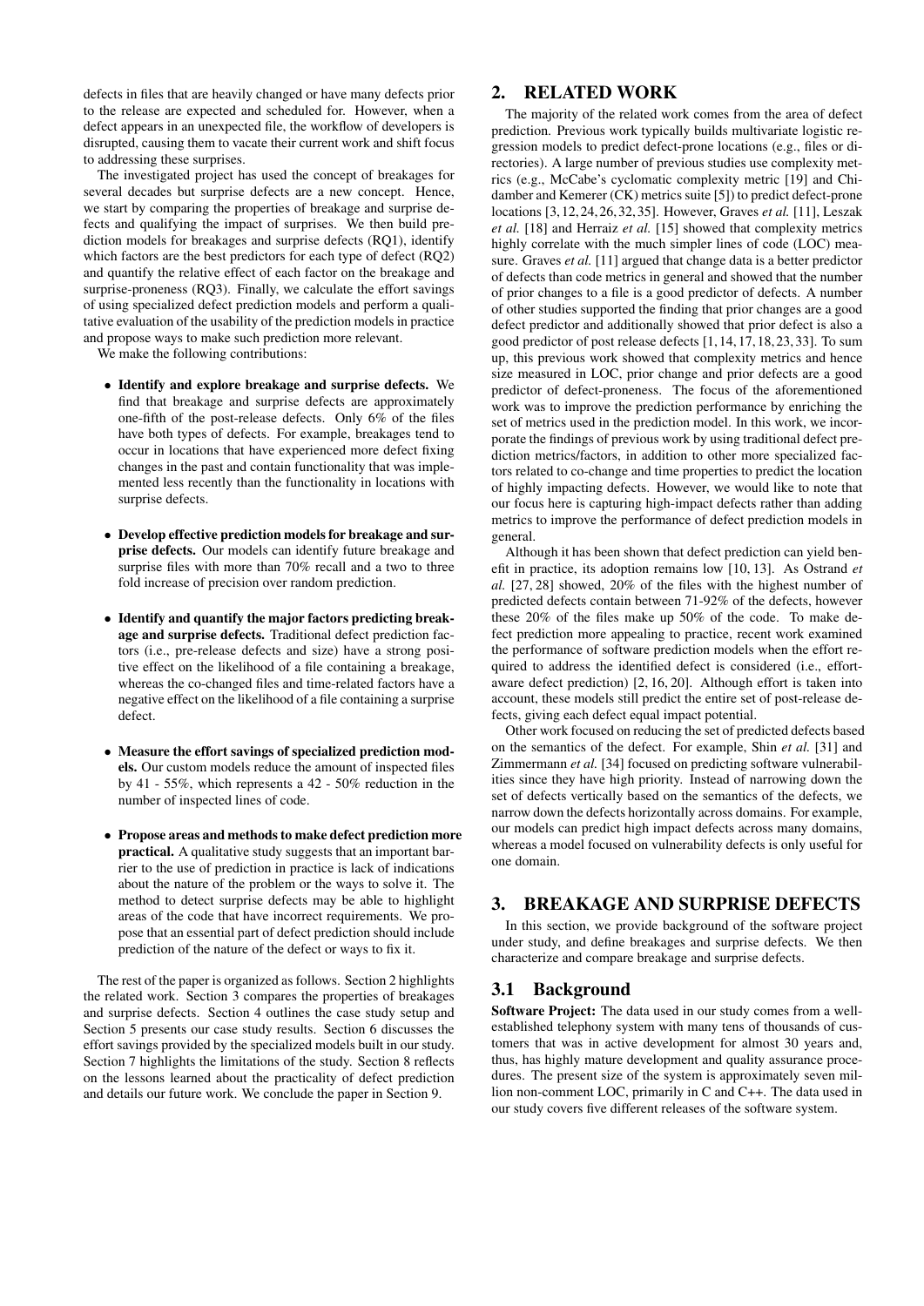defects in files that are heavily changed or have many defects prior to the release are expected and scheduled for. However, when a defect appears in an unexpected file, the workflow of developers is disrupted, causing them to vacate their current work and shift focus to addressing these surprises.

The investigated project has used the concept of breakages for several decades but surprise defects are a new concept. Hence, we start by comparing the properties of breakage and surprise defects and qualifying the impact of surprises. We then build prediction models for breakages and surprise defects (RQ1), identify which factors are the best predictors for each type of defect (RQ2) and quantify the relative effect of each factor on the breakage and surprise-proneness (RQ3). Finally, we calculate the effort savings of using specialized defect prediction models and perform a qualitative evaluation of the usability of the prediction models in practice and propose ways to make such prediction more relevant.

We make the following contributions:

- **Identify and explore breakage and surprise defects.** We find that breakage and surprise defects are approximately one-fifth of the post-release defects. Only 6% of the files have both types of defects. For example, breakages tend to occur in locations that have experienced more defect fixing changes in the past and contain functionality that was implemented less recently than the functionality in locations with surprise defects.
- **Develop effective prediction models for breakage and surprise defects.** Our models can identify future breakage and surprise files with more than 70% recall and a two to three fold increase of precision over random prediction.
- **Identify and quantify the major factors predicting breakage and surprise defects.** Traditional defect prediction factors (i.e., pre-release defects and size) have a strong positive effect on the likelihood of a file containing a breakage, whereas the co-changed files and time-related factors have a negative effect on the likelihood of a file containing a surprise defect.
- **Measure the effort savings of specialized prediction models.** Our custom models reduce the amount of inspected files by 41 - 55%, which represents a 42 - 50% reduction in the number of inspected lines of code.
- **Propose areas and methods to make defect prediction more practical.** A qualitative study suggests that an important barrier to the use of prediction in practice is lack of indications about the nature of the problem or the ways to solve it. The method to detect surprise defects may be able to highlight areas of the code that have incorrect requirements. We propose that an essential part of defect prediction should include prediction of the nature of the defect or ways to fix it.

The rest of the paper is organized as follows. Section 2 highlights the related work. Section 3 compares the properties of breakages and surprise defects. Section 4 outlines the case study setup and Section 5 presents our case study results. Section 6 discusses the effort savings provided by the specialized models built in our study. Section 7 highlights the limitations of the study. Section 8 reflects on the lessons learned about the practicality of defect prediction and details our future work. We conclude the paper in Section 9.

## 2. RELATED WORK

The majority of the related work comes from the area of defect prediction. Previous work typically builds multivariate logistic regression models to predict defect-prone locations (e.g., files or directories). A large number of previous studies use complexity metrics (e.g., McCabe's cyclomatic complexity metric [19] and Chidamber and Kemerer (CK) metrics suite [5]) to predict defect-prone locations [3,12,24,26,32,35]. However, Graves *et al.* [11], Leszak *et al.* [18] and Herraiz *et al.* [15] showed that complexity metrics highly correlate with the much simpler lines of code (LOC) measure. Graves *et al.* [11] argued that change data is a better predictor of defects than code metrics in general and showed that the number of prior changes to a file is a good predictor of defects. A number of other studies supported the finding that prior changes are a good defect predictor and additionally showed that prior defect is also a good predictor of post release defects [1,14,17,18,23,33]. To sum up, this previous work showed that complexity metrics and hence size measured in LOC, prior change and prior defects are a good predictor of defect-proneness. The focus of the aforementioned work was to improve the prediction performance by enriching the set of metrics used in the prediction model. In this work, we incorporate the findings of previous work by using traditional defect prediction metrics/factors, in addition to other more specialized factors related to co-change and time properties to predict the location of highly impacting defects. However, we would like to note that our focus here is capturing high-impact defects rather than adding metrics to improve the performance of defect prediction models in general.

Although it has been shown that defect prediction can yield benefit in practice, its adoption remains low [10, 13]. As Ostrand *et al.* [27, 28] showed, 20% of the files with the highest number of predicted defects contain between 71-92% of the defects, however these 20% of the files make up 50% of the code. To make defect prediction more appealing to practice, recent work examined the performance of software prediction models when the effort required to address the identified defect is considered (i.e., effort-aware defect prediction) [2, 16, 20]. Although effort is taken into account, these models still predict the entire set of post-release defects, giving each defect equal impact potential.

Other work focused on reducing the set of predicted defects based on the semantics of the defect. For example, Shin *et al.* [31] and Zimmermann *et al.* [34] focused on predicting software vulnerabilities since they have high priority. Instead of narrowing down the set of defects vertically based on the semantics of the defects, we narrow down the defects horizontally across domains. For example, our models can predict high impact defects across many domains, whereas a model focused on vulnerability defects is only useful for one domain.

## 3. BREAKAGE AND SURPRISE DEFECTS

In this section, we provide background of the software project under study, and define breakages and surprise defects. We then characterize and compare breakage and surprise defects.

### 3.1 Background

**Software Project:** The data used in our study comes from a well-established telephony system with many tens of thousands of customers that was in active development for almost 30 years and, thus, has highly mature development and quality assurance procedures. The present size of the system is approximately seven million non-comment LOC, primarily in C and C++. The data used in our study covers five different releases of the software system.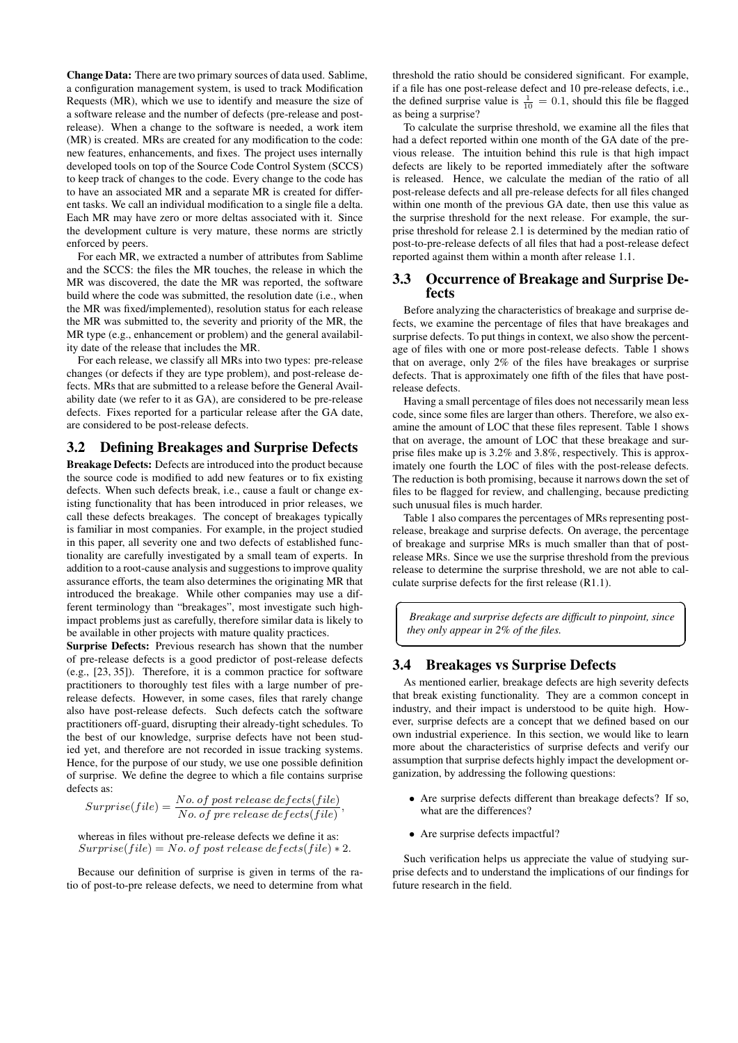**Change Data:** There are two primary sources of data used. Sablime, a configuration management system, is used to track Modification Requests (MR), which we use to identify and measure the size of a software release and the number of defects (pre-release and post-release). When a change to the software is needed, a work item (MR) is created. MRs are created for any modification to the code: new features, enhancements, and fixes. The project uses internally developed tools on top of the Source Code Control System (SCCS) to keep track of changes to the code. Every change to the code has to have an associated MR and a separate MR is created for different tasks. We call an individual modification to a single file a delta. Each MR may have zero or more deltas associated with it. Since the development culture is very mature, these norms are strictly enforced by peers.

For each MR, we extracted a number of attributes from Sablime and the SCCS: the files the MR touches, the release in which the MR was discovered, the date the MR was reported, the software build where the code was submitted, the resolution date (i.e., when the MR was fixed/implemented), resolution status for each release the MR was submitted to, the severity and priority of the MR, the MR type (e.g., enhancement or problem) and the general availability date of the release that includes the MR.

For each release, we classify all MRs into two types: pre-release changes (or defects if they are type problem), and post-release defects. MRs that are submitted to a release before the General Availability date (we refer to it as GA), are considered to be pre-release defects. Fixes reported for a particular release after the GA date, are considered to be post-release defects.

## 3.2 Defining Breakages and Surprise Defects

**Breakage Defects:** Defects are introduced into the product because the source code is modified to add new features or to fix existing defects. When such defects break, i.e., cause a fault or change existing functionality that has been introduced in prior releases, we call these defects breakages. The concept of breakages typically is familiar in most companies. For example, in the project studied in this paper, all severity one and two defects of established functionality are carefully investigated by a small team of experts. In addition to a root-cause analysis and suggestions to improve quality assurance efforts, the team also determines the originating MR that introduced the breakage. While other companies may use a different terminology than "breakages", most investigate such high-impact problems just as carefully, therefore similar data is likely to be available in other projects with mature quality practices.

**Surprise Defects:** Previous research has shown that the number of pre-release defects is a good predictor of post-release defects (e.g., [23, 35]). Therefore, it is a common practice for software practitioners to thoroughly test files with a large number of pre-release defects. However, in some cases, files that rarely change also have post-release defects. Such defects catch the software practitioners off-guard, disrupting their already-tight schedules. To the best of our knowledge, surprise defects have not been studied yet, and therefore are not recorded in issue tracking systems. Hence, for the purpose of our study, we use one possible definition of surprise. We define the degree to which a file contains surprise defects as:

$$Surprise(file) = \frac{No.\,of\,post\,release\,defects(file)}{No.\,of\,pre\,release\,defects(file)},$$

whereas in files without pre-release defects we define it as: $Surprise(file) = No.\,of\,post\,release\,defects(file) * 2$.

Because our definition of surprise is given in terms of the ratio of post-to-pre release defects, we need to determine from what threshold the ratio should be considered significant. For example, if a file has one post-release defect and 10 pre-release defects, i.e., the defined surprise value is $\frac{1}{10} = 0.1$, should this file be flagged as being a surprise?

To calculate the surprise threshold, we examine all the files that had a defect reported within one month of the GA date of the previous release. The intuition behind this rule is that high impact defects are likely to be reported immediately after the software is released. Hence, we calculate the median of the ratio of all post-release defects and all pre-release defects for all files changed within one month of the previous GA date, then use this value as the surprise threshold for the next release. For example, the surprise threshold for release 2.1 is determined by the median ratio of post-to-pre-release defects of all files that had a post-release defect reported against them within a month after release 1.1.

## 3.3 Occurrence of Breakage and Surprise Defects

Before analyzing the characteristics of breakage and surprise defects, we examine the percentage of files that have breakages and surprise defects. To put things in context, we also show the percentage of files with one or more post-release defects. Table 1 shows that on average, only 2% of the files have breakages or surprise defects. That is approximately one fifth of the files that have post-release defects.

Having a small percentage of files does not necessarily mean less code, since some files are larger than others. Therefore, we also examine the amount of LOC that these files represent. Table 1 shows that on average, the amount of LOC that these breakage and surprise files make up is 3.2% and 3.8%, respectively. This is approximately one fourth the LOC of files with the post-release defects. The reduction is both promising, because it narrows down the set of files to be flagged for review, and challenging, because predicting such unusual files is much harder.

Table 1 also compares the percentages of MRs representing post-release, breakage and surprise defects. On average, the percentage of breakage and surprise MRs is much smaller than that of post-release MRs. Since we use the surprise threshold from the previous release to determine the surprise threshold, we are not able to calculate surprise defects for the first release (R1.1).

*Breakage and surprise defects are difficult to pinpoint, since they only appear in 2% of the files.*

## 3.4 Breakages vs Surprise Defects

As mentioned earlier, breakage defects are high severity defects that break existing functionality. They are a common concept in industry, and their impact is understood to be quite high. However, surprise defects are a concept that we defined based on our own industrial experience. In this section, we would like to learn more about the characteristics of surprise defects and verify our assumption that surprise defects highly impact the development organization, by addressing the following questions:

- Are surprise defects different than breakage defects? If so, what are the differences?
- Are surprise defects impactful?

Such verification helps us appreciate the value of studying surprise defects and to understand the implications of our findings for future research in the field.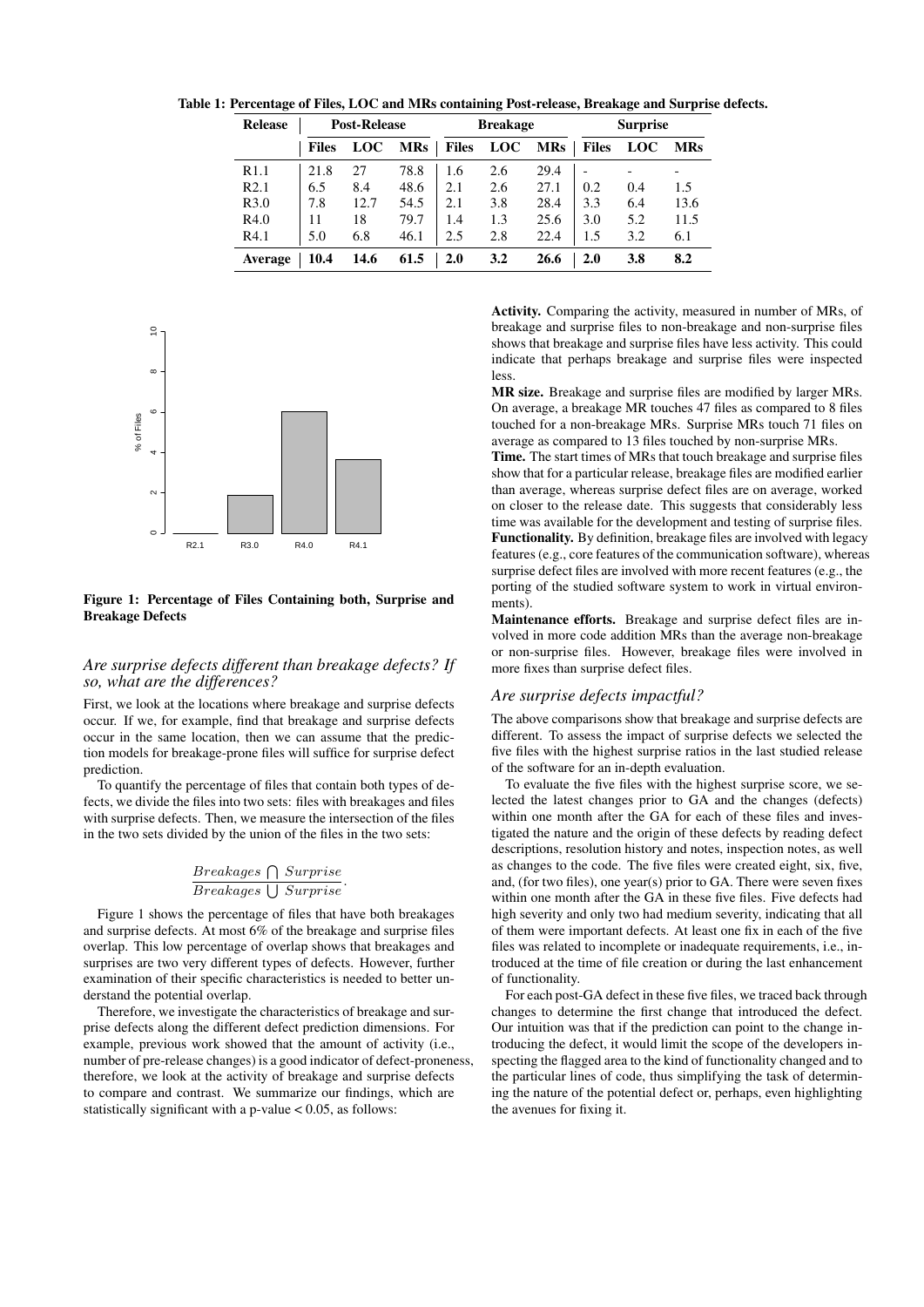**Table 1: Percentage of Files, LOC and MRs containing Post-release, Breakage and Surprise defects.**

| Release | Post-Release | | | Breakage | | | Surprise | | |
|---|---|---|---|---|---|---|---|---|---|
| | Files | LOC | MRs | Files | LOC | MRs | Files | LOC | MRs |
| R1.1 | 21.8 | 27 | 78.8 | 1.6 | 2.6 | 29.4 | - | - | - |
| R2.1 | 6.5 | 8.4 | 48.6 | 2.1 | 2.6 | 27.1 | 0.2 | 0.4 | 1.5 |
| R3.0 | 7.8 | 12.7 | 54.5 | 2.1 | 3.8 | 28.4 | 3.3 | 6.4 | 13.6 |
| R4.0 | 11 | 18 | 79.7 | 1.4 | 1.3 | 25.6 | 3.0 | 5.2 | 11.5 |
| R4.1 | 5.0 | 6.8 | 46.1 | 2.5 | 2.8 | 22.4 | 1.5 | 3.2 | 6.1 |
| **Average** | **10.4** | **14.6** | **61.5** | **2.0** | **3.2** | **26.6** | **2.0** | **3.8** | **8.2** |

% of Files

0 2 4 6 8 10

R2.1 R3.0 R4.0 R4.1

**Figure 1: Percentage of Files Containing both, Surprise and Breakage Defects**

### *Are surprise defects different than breakage defects? If so, what are the differences?*

First, we look at the locations where breakage and surprise defects occur. If we, for example, find that breakage and surprise defects occur in the same location, then we can assume that the prediction models for breakage-prone files will suffice for surprise defect prediction.

To quantify the percentage of files that contain both types of defects, we divide the files into two sets: files with breakages and files with surprise defects. Then, we measure the intersection of the files in the two sets divided by the union of the files in the two sets:

$$\frac{Breakages \bigcap Surprise}{Breakages \bigcup Surprise}.$$

Figure 1 shows the percentage of files that have both breakages and surprise defects. At most 6% of the breakage and surprise files overlap. This low percentage of overlap shows that breakages and surprises are two very different types of defects. However, further examination of their specific characteristics is needed to better understand the potential overlap.

Therefore, we investigate the characteristics of breakage and surprise defects along the different defect prediction dimensions. For example, previous work showed that the amount of activity (i.e., number of pre-release changes) is a good indicator of defect-proneness, therefore, we look at the activity of breakage and surprise defects to compare and contrast. We summarize our findings, which are statistically significant with a p-value $< 0.05$, as follows:

**Activity.** Comparing the activity, measured in number of MRs, of breakage and surprise files to non-breakage and non-surprise files shows that breakage and surprise files have less activity. This could indicate that perhaps breakage and surprise files were inspected less.

**MR size.** Breakage and surprise files are modified by larger MRs. On average, a breakage MR touches 47 files as compared to 8 files touched for a non-breakage MRs. Surprise MRs touch 71 files on average as compared to 13 files touched by non-surprise MRs.

**Time.** The start times of MRs that touch breakage and surprise files show that for a particular release, breakage files are modified earlier than average, whereas surprise defect files are on average, worked on closer to the release date. This suggests that considerably less time was available for the development and testing of surprise files.

**Functionality.** By definition, breakage files are involved with legacy features (e.g., core features of the communication software), whereas surprise defect files are involved with more recent features (e.g., the porting of the studied software system to work in virtual environments).

**Maintenance efforts.** Breakage and surprise defect files are involved in more code addition MRs than the average non-breakage or non-surprise files. However, breakage files were involved in more fixes than surprise defect files.

### *Are surprise defects impactful?*

The above comparisons show that breakage and surprise defects are different. To assess the impact of surprise defects we selected the five files with the highest surprise ratios in the last studied release of the software for an in-depth evaluation.

To evaluate the five files with the highest surprise score, we selected the latest changes prior to GA and the changes (defects) within one month after the GA for each of these files and investigated the nature and the origin of these defects by reading defect descriptions, resolution history and notes, inspection notes, as well as changes to the code. The five files were created eight, six, five, and, (for two files), one year(s) prior to GA. There were seven fixes within one month after the GA in these five files. Five defects had high severity and only two had medium severity, indicating that all of them were important defects. At least one fix in each of the five files was related to incomplete or inadequate requirements, i.e., introduced at the time of file creation or during the last enhancement of functionality.

For each post-GA defect in these five files, we traced back through changes to determine the first change that introduced the defect. Our intuition was that if the prediction can point to the change introducing the defect, it would limit the scope of the developers inspecting the flagged area to the kind of functionality changed and to the particular lines of code, thus simplifying the task of determining the nature of the potential defect or, perhaps, even highlighting the avenues for fixing it.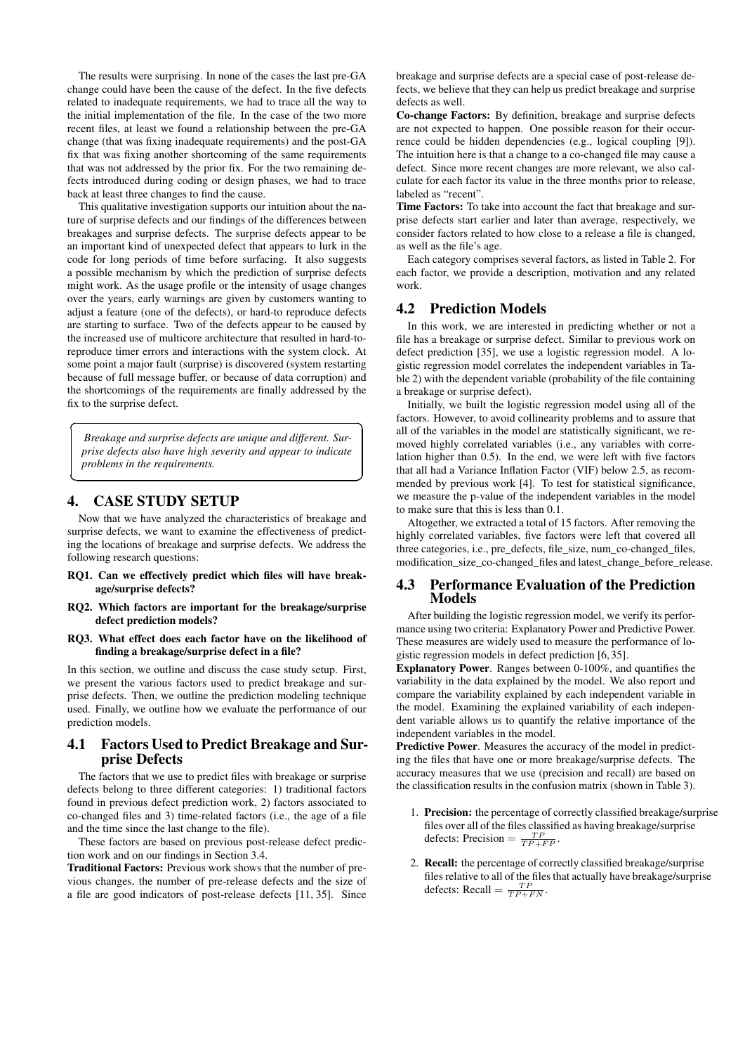The results were surprising. In none of the cases the last pre-GA change could have been the cause of the defect. In the five defects related to inadequate requirements, we had to trace all the way to the initial implementation of the file. In the case of the two more recent files, at least we found a relationship between the pre-GA change (that was fixing inadequate requirements) and the post-GA fix that was fixing another shortcoming of the same requirements that was not addressed by the prior fix. For the two remaining defects introduced during coding or design phases, we had to trace back at least three changes to find the cause.

This qualitative investigation supports our intuition about the nature of surprise defects and our findings of the differences between breakages and surprise defects. The surprise defects appear to be an important kind of unexpected defect that appears to lurk in the code for long periods of time before surfacing. It also suggests a possible mechanism by which the prediction of surprise defects might work. As the usage profile or the intensity of usage changes over the years, early warnings are given by customers wanting to adjust a feature (one of the defects), or hard-to reproduce defects are starting to surface. Two of the defects appear to be caused by the increased use of multicore architecture that resulted in hard-to-reproduce timer errors and interactions with the system clock. At some point a major fault (surprise) is discovered (system restarting because of full message buffer, or because of data corruption) and the shortcomings of the requirements are finally addressed by the fix to the surprise defect.

> *Breakage and surprise defects are unique and different. Surprise defects also have high severity and appear to indicate problems in the requirements.*

# 4. CASE STUDY SETUP

Now that we have analyzed the characteristics of breakage and surprise defects, we want to examine the effectiveness of predicting the locations of breakage and surprise defects. We address the following research questions:

**RQ1. Can we effectively predict which files will have breakage/surprise defects?**

**RQ2. Which factors are important for the breakage/surprise defect prediction models?**

**RQ3. What effect does each factor have on the likelihood of finding a breakage/surprise defect in a file?**

In this section, we outline and discuss the case study setup. First, we present the various factors used to predict breakage and surprise defects. Then, we outline the prediction modeling technique used. Finally, we outline how we evaluate the performance of our prediction models.

## 4.1 Factors Used to Predict Breakage and Surprise Defects

The factors that we use to predict files with breakage or surprise defects belong to three different categories: 1) traditional factors found in previous defect prediction work, 2) factors associated to co-changed files and 3) time-related factors (i.e., the age of a file and the time since the last change to the file).

These factors are based on previous post-release defect prediction work and on our findings in Section 3.4.

**Traditional Factors:** Previous work shows that the number of previous changes, the number of pre-release defects and the size of a file are good indicators of post-release defects [11, 35]. Since breakage and surprise defects are a special case of post-release defects, we believe that they can help us predict breakage and surprise defects as well.

**Co-change Factors:** By definition, breakage and surprise defects are not expected to happen. One possible reason for their occurrence could be hidden dependencies (e.g., logical coupling [9]). The intuition here is that a change to a co-changed file may cause a defect. Since more recent changes are more relevant, we also calculate for each factor its value in the three months prior to release, labeled as "recent".

**Time Factors:** To take into account the fact that breakage and surprise defects start earlier and later than average, respectively, we consider factors related to how close to a release a file is changed, as well as the file's age.

Each category comprises several factors, as listed in Table 2. For each factor, we provide a description, motivation and any related work.

## 4.2 Prediction Models

In this work, we are interested in predicting whether or not a file has a breakage or surprise defect. Similar to previous work on defect prediction [35], we use a logistic regression model. A logistic regression model correlates the independent variables in Table 2) with the dependent variable (probability of the file containing a breakage or surprise defect).

Initially, we built the logistic regression model using all of the factors. However, to avoid collinearity problems and to assure that all of the variables in the model are statistically significant, we removed highly correlated variables (i.e., any variables with correlation higher than 0.5). In the end, we were left with five factors that all had a Variance Inflation Factor (VIF) below 2.5, as recommended by previous work [4]. To test for statistical significance, we measure the p-value of the independent variables in the model to make sure that this is less than 0.1.

Altogether, we extracted a total of 15 factors. After removing the highly correlated variables, five factors were left that covered all three categories, i.e., pre_defects, file_size, num_co-changed_files, modification_size_co-changed_files and latest_change_before_release.

## 4.3 Performance Evaluation of the Prediction Models

After building the logistic regression model, we verify its performance using two criteria: Explanatory Power and Predictive Power. These measures are widely used to measure the performance of logistic regression models in defect prediction [6, 35].

**Explanatory Power**. Ranges between 0-100%, and quantifies the variability in the data explained by the model. We also report and compare the variability explained by each independent variable in the model. Examining the explained variability of each independent variable allows us to quantify the relative importance of the independent variables in the model.

**Predictive Power**. Measures the accuracy of the model in predicting the files that have one or more breakage/surprise defects. The accuracy measures that we use (precision and recall) are based on the classification results in the confusion matrix (shown in Table 3).

1. **Precision:** the percentage of correctly classified breakage/surprise files over all of the files classified as having breakage/surprise defects: Precision = $\frac{TP}{TP+FP}$.

2. **Recall:** the percentage of correctly classified breakage/surprise files relative to all of the files that actually have breakage/surprise defects: Recall = $\frac{TP}{TP+FN}$.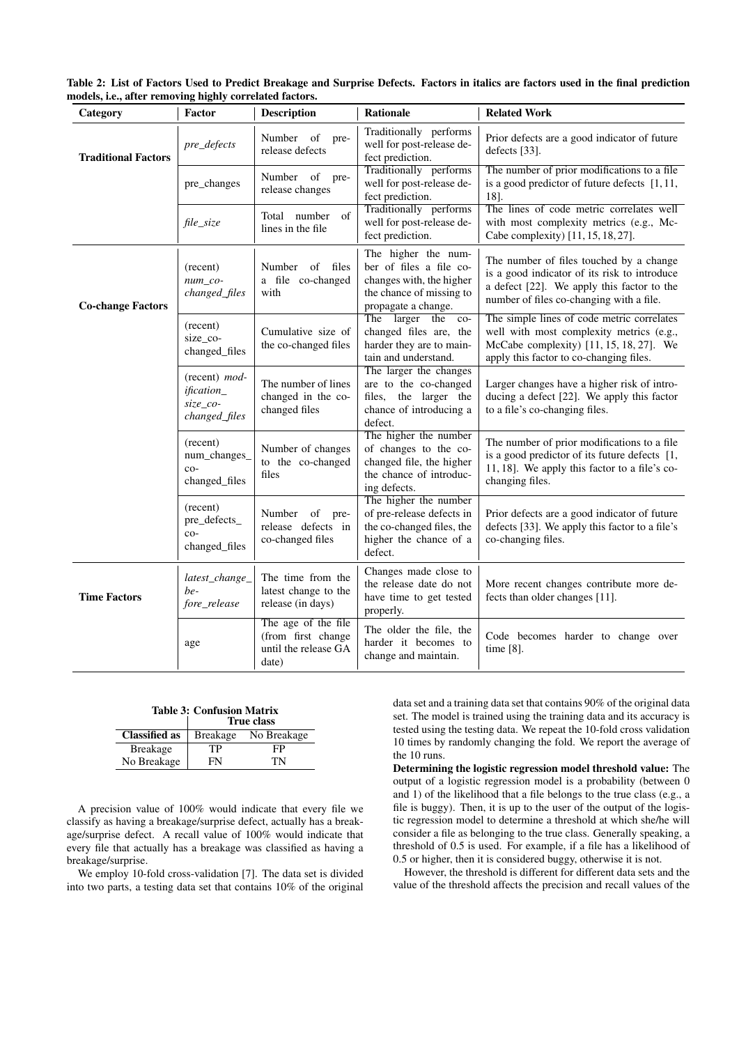**Table 2: List of Factors Used to Predict Breakage and Surprise Defects. Factors in italics are factors used in the final prediction models, i.e., after removing highly correlated factors.**

| Category | Factor | Description | Rationale | Related Work |
|---|---|---|---|---|
| **Traditional Factors** | *pre_defects* | Number of pre-release defects | Traditionally performs well for post-release defect prediction. | Prior defects are a good indicator of future defects [33]. |
| | pre_changes | Number of pre-release changes | Traditionally performs well for post-release defect prediction. | The number of prior modifications to a file is a good predictor of future defects [1, 11, 18]. |
| | *file_size* | Total number of lines in the file | Traditionally performs well for post-release defect prediction. | The lines of code metric correlates well with most complexity metrics (e.g., McCabe complexity) [11, 15, 18, 27]. |
| **Co-change Factors** | (recent) *num_co-changed_files* | Number of files a file co-changed with | The higher the number of files a file co-changes with, the higher the chance of missing to propagate a change. | The number of files touched by a change is a good indicator of its risk to introduce a defect [22]. We apply this factor to the number of files co-changing with a file. |
| | (recent) size_co-changed_files | Cumulative size of the co-changed files | The larger the co-changed files are, the harder they are to maintain and understand. | The simple lines of code metric correlates well with most complexity metrics (e.g., McCabe complexity) [11, 15, 18, 27]. We apply this factor to co-changing files. |
| | (recent) *modification_size_co-changed_files* | The number of lines changed in the co-changed files | The larger the changes are to the co-changed files, the larger the chance of introducing a defect. | Larger changes have a higher risk of introducing a defect [22]. We apply this factor to a file's co-changing files. |
| | (recent) num_changes_co-changed_files | Number of changes to the co-changed files | The higher the number of changes to the co-changed file, the higher the chance of introducing defects. | The number of prior modifications to a file is a good predictor of its future defects [1, 11, 18]. We apply this factor to a file's co-changing files. |
| | (recent) pre_defects_co-changed_files | Number of pre-release defects in co-changed files | The higher the number of pre-release defects in the co-changed files, the higher the chance of a defect. | Prior defects are a good indicator of future defects [33]. We apply this factor to a file's co-changing files. |
| **Time Factors** | *latest_change_before_release* | The time from the latest change to the release (in days) | Changes made close to the release date do not have time to get tested properly. | More recent changes contribute more defects than older changes [11]. |
| | age | The age of the file (from first change until the release GA date) | The older the file, the harder it becomes to change and maintain. | Code becomes harder to change over time [8]. |

**Table 3: Confusion Matrix**

| Classified as | True class: Breakage | True class: No Breakage |
|---|---|---|
| Breakage | TP | FP |
| No Breakage | FN | TN |

A precision value of 100% would indicate that every file we classify as having a breakage/surprise defect, actually has a breakage/surprise defect. A recall value of 100% would indicate that every file that actually has a breakage was classified as having a breakage/surprise.

We employ 10-fold cross-validation [7]. The data set is divided into two parts, a testing data set that contains 10% of the original data set and a training data set that contains 90% of the original data set. The model is trained using the training data and its accuracy is tested using the testing data. We repeat the 10-fold cross validation 10 times by randomly changing the fold. We report the average of the 10 runs.

**Determining the logistic regression model threshold value:** The output of a logistic regression model is a probability (between 0 and 1) of the likelihood that a file belongs to the true class (e.g., a file is buggy). Then, it is up to the user of the output of the logistic regression model to determine a threshold at which she/he will consider a file as belonging to the true class. Generally speaking, a threshold of 0.5 is used. For example, if a file has a likelihood of 0.5 or higher, then it is considered buggy, otherwise it is not.

However, the threshold is different for different data sets and the value of the threshold affects the precision and recall values of the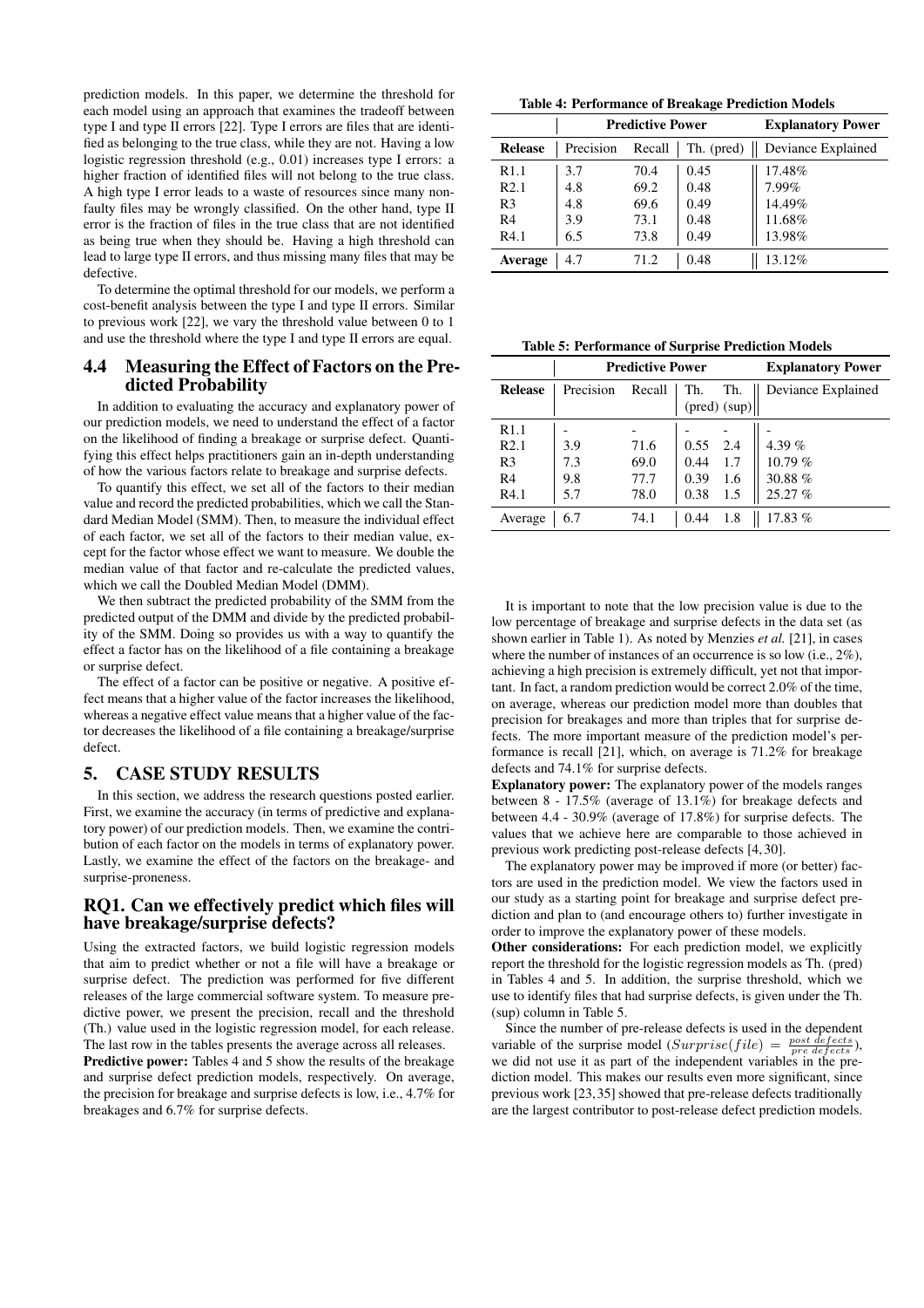prediction models. In this paper, we determine the threshold for each model using an approach that examines the tradeoff between type I and type II errors [22]. Type I errors are files that are identified as belonging to the true class, while they are not. Having a low logistic regression threshold (e.g., 0.01) increases type I errors: a higher fraction of identified files will not belong to the true class. A high type I error leads to a waste of resources since many non-faulty files may be wrongly classified. On the other hand, type II error is the fraction of files in the true class that are not identified as being true when they should be. Having a high threshold can lead to large type II errors, and thus missing many files that may be defective.

To determine the optimal threshold for our models, we perform a cost-benefit analysis between the type I and type II errors. Similar to previous work [22], we vary the threshold value between 0 to 1 and use the threshold where the type I and type II errors are equal.

## 4.4 Measuring the Effect of Factors on the Predicted Probability

In addition to evaluating the accuracy and explanatory power of our prediction models, we need to understand the effect of a factor on the likelihood of finding a breakage or surprise defect. Quantifying this effect helps practitioners gain an in-depth understanding of how the various factors relate to breakage and surprise defects.

To quantify this effect, we set all of the factors to their median value and record the predicted probabilities, which we call the Standard Median Model (SMM). Then, to measure the individual effect of each factor, we set all of the factors to their median value, except for the factor whose effect we want to measure. We double the median value of that factor and re-calculate the predicted values, which we call the Doubled Median Model (DMM).

We then subtract the predicted probability of the SMM from the predicted output of the DMM and divide by the predicted probability of the SMM. Doing so provides us with a way to quantify the effect a factor has on the likelihood of a file containing a breakage or surprise defect.

The effect of a factor can be positive or negative. A positive effect means that a higher value of the factor increases the likelihood, whereas a negative effect value means that a higher value of the factor decreases the likelihood of a file containing a breakage/surprise defect.

# 5. CASE STUDY RESULTS

In this section, we address the research questions posted earlier. First, we examine the accuracy (in terms of predictive and explanatory power) of our prediction models. Then, we examine the contribution of each factor on the models in terms of explanatory power. Lastly, we examine the effect of the factors on the breakage- and surprise-proneness.

## RQ1. Can we effectively predict which files will have breakage/surprise defects?

Using the extracted factors, we build logistic regression models that aim to predict whether or not a file will have a breakage or surprise defect. The prediction was performed for five different releases of the large commercial software system. To measure predictive power, we present the precision, recall and the threshold (Th.) value used in the logistic regression model, for each release. The last row in the tables presents the average across all releases.

**Predictive power:** Tables 4 and 5 show the results of the breakage and surprise defect prediction models, respectively. On average, the precision for breakage and surprise defects is low, i.e., 4.7% for breakages and 6.7% for surprise defects.

**Table 4: Performance of Breakage Prediction Models**

| | Predictive Power | | | Explanatory Power |
|---|---|---|---|---|
| **Release** | Precision | Recall | Th. (pred) | Deviance Explained |
| R1.1 | 3.7 | 70.4 | 0.45 | 17.48% |
| R2.1 | 4.8 | 69.2 | 0.48 | 7.99% |
| R3 | 4.8 | 69.6 | 0.49 | 14.49% |
| R4 | 3.9 | 73.1 | 0.48 | 11.68% |
| R4.1 | 6.5 | 73.8 | 0.49 | 13.98% |
| **Average** | 4.7 | 71.2 | 0.48 | 13.12% |

**Table 5: Performance of Surprise Prediction Models**

| | Predictive Power | | | | Explanatory Power |
|---|---|---|---|---|---|
| **Release** | Precision | Recall | Th. (pred) | Th. (sup) | Deviance Explained |
| R1.1 | - | - | - | - | - |
| R2.1 | 3.9 | 71.6 | 0.55 | 2.4 | 4.39 % |
| R3 | 7.3 | 69.0 | 0.44 | 1.7 | 10.79 % |
| R4 | 9.8 | 77.7 | 0.39 | 1.6 | 30.88 % |
| R4.1 | 5.7 | 78.0 | 0.38 | 1.5 | 25.27 % |
| Average | 6.7 | 74.1 | 0.44 | 1.8 | 17.83 % |

It is important to note that the low precision value is due to the low percentage of breakage and surprise defects in the data set (as shown earlier in Table 1). As noted by Menzies *et al.* [21], in cases where the number of instances of an occurrence is so low (i.e., 2%), achieving a high precision is extremely difficult, yet not that important. In fact, a random prediction would be correct 2.0% of the time, on average, whereas our prediction model more than doubles that precision for breakages and more than triples that for surprise defects. The more important measure of the prediction model's performance is recall [21], which, on average is 71.2% for breakage defects and 74.1% for surprise defects.

**Explanatory power:** The explanatory power of the models ranges between 8 - 17.5% (average of 13.1%) for breakage defects and between 4.4 - 30.9% (average of 17.8%) for surprise defects. The values that we achieve here are comparable to those achieved in previous work predicting post-release defects [4, 30].

The explanatory power may be improved if more (or better) factors are used in the prediction model. We view the factors used in our study as a starting point for breakage and surprise defect prediction and plan to (and encourage others to) further investigate in order to improve the explanatory power of these models.

**Other considerations:** For each prediction model, we explicitly report the threshold for the logistic regression models as Th. (pred) in Tables 4 and 5. In addition, the surprise threshold, which we use to identify files that had surprise defects, is given under the Th. (sup) column in Table 5.

Since the number of pre-release defects is used in the dependent variable of the surprise model ($Surprise(file) = \frac{post\ defects}{pre\ defects}$), we did not use it as part of the independent variables in the prediction model. This makes our results even more significant, since previous work [23, 35] showed that pre-release defects traditionally are the largest contributor to post-release defect prediction models.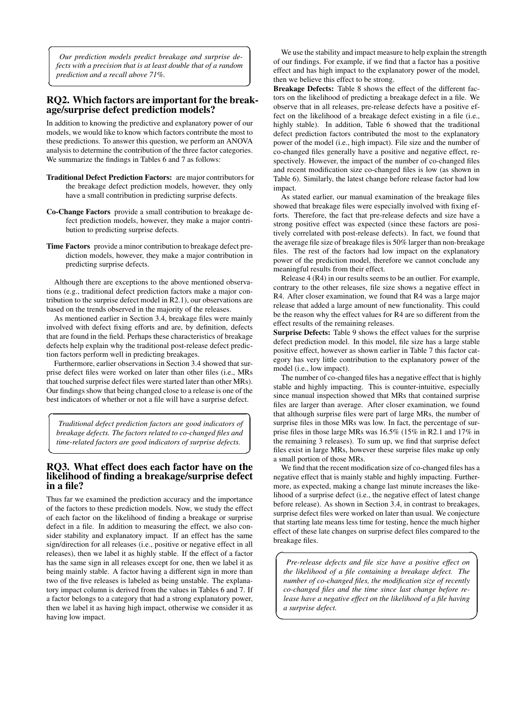*Our prediction models predict breakage and surprise defects with a precision that is at least double that of a random prediction and a recall above 71%.*

## RQ2. Which factors are important for the breakage/surprise defect prediction models?

In addition to knowing the predictive and explanatory power of our models, we would like to know which factors contribute the most to these predictions. To answer this question, we perform an ANOVA analysis to determine the contribution of the three factor categories. We summarize the findings in Tables 6 and 7 as follows:

- **Traditional Defect Prediction Factors:** are major contributors for the breakage defect prediction models, however, they only have a small contribution in predicting surprise defects.
- **Co-Change Factors** provide a small contribution to breakage defect prediction models, however, they make a major contribution to predicting surprise defects.
- **Time Factors** provide a minor contribution to breakage defect prediction models, however, they make a major contribution in predicting surprise defects.

Although there are exceptions to the above mentioned observations (e.g., traditional defect prediction factors make a major contribution to the surprise defect model in R2.1), our observations are based on the trends observed in the majority of the releases.

As mentioned earlier in Section 3.4, breakage files were mainly involved with defect fixing efforts and are, by definition, defects that are found in the field. Perhaps these characteristics of breakage defects help explain why the traditional post-release defect prediction factors perform well in predicting breakages.

Furthermore, earlier observations in Section 3.4 showed that surprise defect files were worked on later than other files (i.e., MRs that touched surprise defect files were started later than other MRs). Our findings show that being changed close to a release is one of the best indicators of whether or not a file will have a surprise defect.

*Traditional defect prediction factors are good indicators of breakage defects. The factors related to co-changed files and time-related factors are good indicators of surprise defects.*

## RQ3. What effect does each factor have on the likelihood of finding a breakage/surprise defect in a file?

Thus far we examined the prediction accuracy and the importance of the factors to these prediction models. Now, we study the effect of each factor on the likelihood of finding a breakage or surprise defect in a file. In addition to measuring the effect, we also consider stability and explanatory impact. If an effect has the same sign/direction for all releases (i.e., positive or negative effect in all releases), then we label it as highly stable. If the effect of a factor has the same sign in all releases except for one, then we label it as being mainly stable. A factor having a different sign in more than two of the five releases is labeled as being unstable. The explanatory impact column is derived from the values in Tables 6 and 7. If a factor belongs to a category that had a strong explanatory power, then we label it as having high impact, otherwise we consider it as having low impact.

We use the stability and impact measure to help explain the strength of our findings. For example, if we find that a factor has a positive effect and has high impact to the explanatory power of the model, then we believe this effect to be strong.

**Breakage Defects:** Table 8 shows the effect of the different factors on the likelihood of predicting a breakage defect in a file. We observe that in all releases, pre-release defects have a positive effect on the likelihood of a breakage defect existing in a file (i.e., highly stable). In addition, Table 6 showed that the traditional defect prediction factors contributed the most to the explanatory power of the model (i.e., high impact). File size and the number of co-changed files generally have a positive and negative effect, respectively. However, the impact of the number of co-changed files and recent modification size co-changed files is low (as shown in Table 6). Similarly, the latest change before release factor had low impact.

As stated earlier, our manual examination of the breakage files showed that breakage files were especially involved with fixing efforts. Therefore, the fact that pre-release defects and size have a strong positive effect was expected (since these factors are positively correlated with post-release defects). In fact, we found that the average file size of breakage files is 50% larger than non-breakage files. The rest of the factors had low impact on the explanatory power of the prediction model, therefore we cannot conclude any meaningful results from their effect.

Release 4 (R4) in our results seems to be an outlier. For example, contrary to the other releases, file size shows a negative effect in R4. After closer examination, we found that R4 was a large major release that added a large amount of new functionality. This could be the reason why the effect values for R4 are so different from the effect results of the remaining releases.

**Surprise Defects:** Table 9 shows the effect values for the surprise defect prediction model. In this model, file size has a large stable positive effect, however as shown earlier in Table 7 this factor category has very little contribution to the explanatory power of the model (i.e., low impact).

The number of co-changed files has a negative effect that is highly stable and highly impacting. This is counter-intuitive, especially since manual inspection showed that MRs that contained surprise files are larger than average. After closer examination, we found that although surprise files were part of large MRs, the number of surprise files in those MRs was low. In fact, the percentage of surprise files in those large MRs was 16.5% (15% in R2.1 and 17% in the remaining 3 releases). To sum up, we find that surprise defect files exist in large MRs, however these surprise files make up only a small portion of those MRs.

We find that the recent modification size of co-changed files has a negative effect that is mainly stable and highly impacting. Furthermore, as expected, making a change last minute increases the likelihood of a surprise defect (i.e., the negative effect of latest change before release). As shown in Section 3.4, in contrast to breakages, surprise defect files were worked on later than usual. We conjecture that starting late means less time for testing, hence the much higher effect of these late changes on surprise defect files compared to the breakage files.

*Pre-release defects and file size have a positive effect on the likelihood of a file containing a breakage defect. The number of co-changed files, the modification size of recently co-changed files and the time since last change before release have a negative effect on the likelihood of a file having a surprise defect.*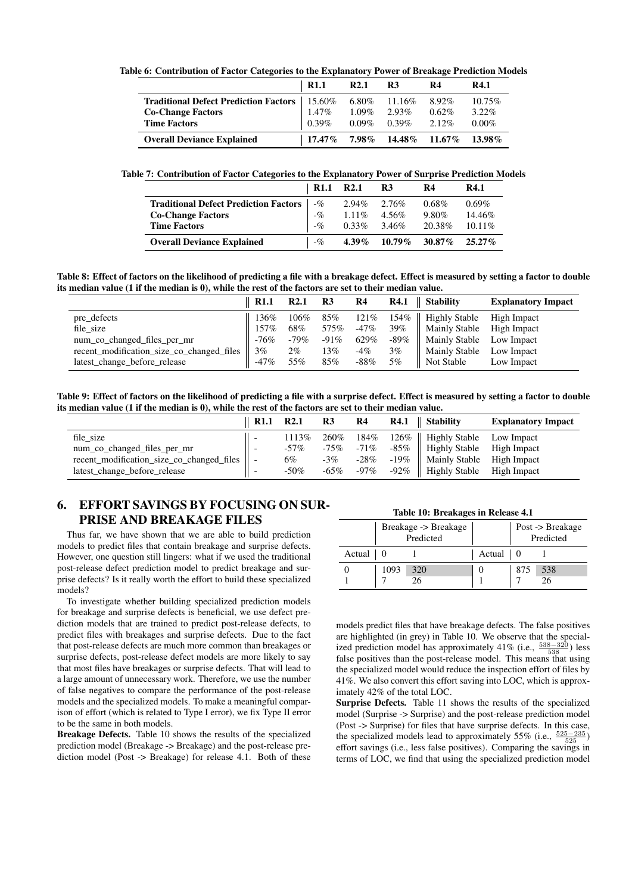**Table 6: Contribution of Factor Categories to the Explanatory Power of Breakage Prediction Models**

| | R1.1 | R2.1 | R3 | R4 | R4.1 |
|---|---|---|---|---|---|
| **Traditional Defect Prediction Factors** | 15.60% | 6.80% | 11.16% | 8.92% | 10.75% |
| **Co-Change Factors** | 1.47% | 1.09% | 2.93% | 0.62% | 3.22% |
| **Time Factors** | 0.39% | 0.09% | 0.39% | 2.12% | 0.00% |
| **Overall Deviance Explained** | **17.47%** | **7.98%** | **14.48%** | **11.67%** | **13.98%** |

**Table 7: Contribution of Factor Categories to the Explanatory Power of Surprise Prediction Models**

| | R1.1 | R2.1 | R3 | R4 | R4.1 |
|---|---|---|---|---|---|
| **Traditional Defect Prediction Factors** | -% | 2.94% | 2.76% | 0.68% | 0.69% |
| **Co-Change Factors** | -% | 1.11% | 4.56% | 9.80% | 14.46% |
| **Time Factors** | -% | 0.33% | 3.46% | 20.38% | 10.11% |
| **Overall Deviance Explained** | -% | **4.39%** | **10.79%** | **30.87%** | **25.27%** |

**Table 8: Effect of factors on the likelihood of predicting a file with a breakage defect. Effect is measured by setting a factor to double its median value (1 if the median is 0), while the rest of the factors are set to their median value.**

| | R1.1 | R2.1 | R3 | R4 | R4.1 | Stability | Explanatory Impact |
|---|---|---|---|---|---|---|---|
| pre_defects | 136% | 106% | 85% | 121% | 154% | Highly Stable | High Impact |
| file_size | 157% | 68% | 575% | -47% | 39% | Mainly Stable | High Impact |
| num_co_changed_files_per_mr | -76% | -79% | -91% | 629% | -89% | Mainly Stable | Low Impact |
| recent_modification_size_co_changed_files | 3% | 2% | 13% | -4% | 3% | Mainly Stable | Low Impact |
| latest_change_before_release | -47% | 55% | 85% | -88% | 5% | Not Stable | Low Impact |

**Table 9: Effect of factors on the likelihood of predicting a file with a surprise defect. Effect is measured by setting a factor to double its median value (1 if the median is 0), while the rest of the factors are set to their median value.**

| | R1.1 | R2.1 | R3 | R4 | R4.1 | Stability | Explanatory Impact |
|---|---|---|---|---|---|---|---|
| file_size | - | 1113% | 260% | 184% | 126% | Highly Stable | Low Impact |
| num_co_changed_files_per_mr | - | -57% | -75% | -71% | -85% | Highly Stable | High Impact |
| recent_modification_size_co_changed_files | - | 6% | -3% | -28% | -19% | Mainly Stable | High Impact |
| latest_change_before_release | - | -50% | -65% | -97% | -92% | Highly Stable | High Impact |

## 6. EFFORT SAVINGS BY FOCUSING ON SURPRISE AND BREAKAGE FILES

Thus far, we have shown that we are able to build prediction models to predict files that contain breakage and surprise defects. However, one question still lingers: what if we used the traditional post-release defect prediction model to predict breakage and surprise defects? Is it really worth the effort to build these specialized models?

To investigate whether building specialized prediction models for breakage and surprise defects is beneficial, we use defect prediction models that are trained to predict post-release defects, to predict files with breakages and surprise defects. Due to the fact that post-release defects are much more common than breakages or surprise defects, post-release defect models are more likely to say that most files have breakages or surprise defects. That will lead to a large amount of unnecessary work. Therefore, we use the number of false negatives to compare the performance of the post-release models and the specialized models. To make a meaningful comparison of effort (which is related to Type I error), we fix Type II error to be the same in both models.

**Breakage Defects.** Table 10 shows the results of the specialized prediction model (Breakage -> Breakage) and the post-release prediction model (Post -> Breakage) for release 4.1. Both of these models predict files that have breakage defects. The false positives are highlighted (in grey) in Table 10. We observe that the specialized prediction model has approximately 41% (i.e., $\frac{538-320}{538}$) less false positives than the post-release model. This means that using the specialized model would reduce the inspection effort of files by 41%. We also convert this effort saving into LOC, which is approximately 42% of the total LOC.

**Table 10: Breakages in Release 4.1**

| | Breakage -> Breakage Predicted | | | Post -> Breakage Predicted | |
|---|---|---|---|---|---|
| Actual | 0 | 1 | Actual | 0 | 1 |
| 0 | 1093 | 320 | 0 | 875 | 538 |
| 1 | 7 | 26 | 1 | 7 | 26 |

**Surprise Defects.** Table 11 shows the results of the specialized model (Surprise -> Surprise) and the post-release prediction model (Post -> Surprise) for files that have surprise defects. In this case, the specialized models lead to approximately 55% (i.e., $\frac{525-235}{525}$) effort savings (i.e., less false positives). Comparing the savings in terms of LOC, we find that using the specialized prediction model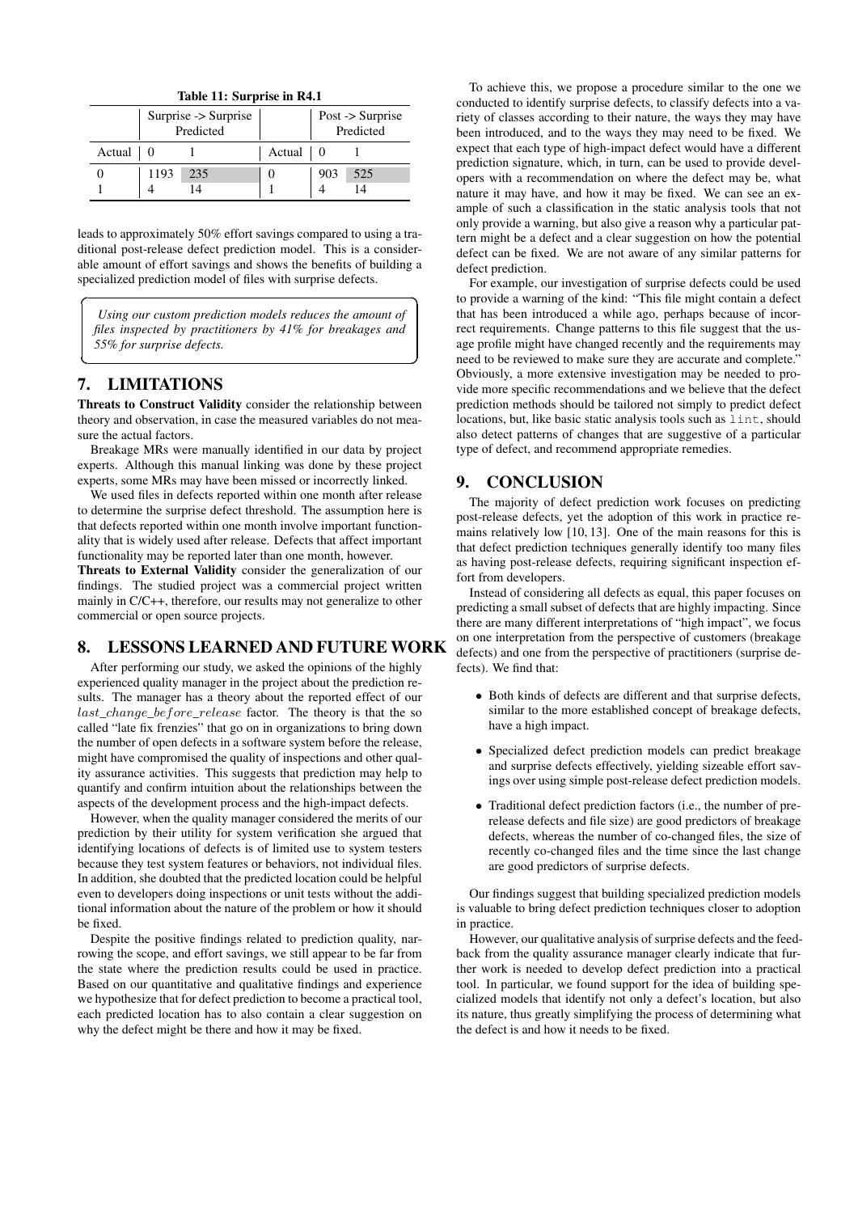Table 11: Surprise in R4.1

| | Surprise -> Surprise Predicted | | | Post -> Surprise Predicted | |
|---|---|---|---|---|---|
| Actual | 0 | 1 | Actual | 0 | 1 |
| 0 | 1193 | 235 | 0 | 903 | 525 |
| 1 | 4 | 14 | 1 | 4 | 14 |

leads to approximately 50% effort savings compared to using a traditional post-release defect prediction model. This is a considerable amount of effort savings and shows the benefits of building a specialized prediction model of files with surprise defects.

> *Using our custom prediction models reduces the amount of files inspected by practitioners by 41% for breakages and 55% for surprise defects.*

# 7. LIMITATIONS

**Threats to Construct Validity** consider the relationship between theory and observation, in case the measured variables do not measure the actual factors.

Breakage MRs were manually identified in our data by project experts. Although this manual linking was done by these project experts, some MRs may have been missed or incorrectly linked.

We used files in defects reported within one month after release to determine the surprise defect threshold. The assumption here is that defects reported within one month involve important functionality that is widely used after release. Defects that affect important functionality may be reported later than one month, however.

**Threats to External Validity** consider the generalization of our findings. The studied project was a commercial project written mainly in C/C++, therefore, our results may not generalize to other commercial or open source projects.

# 8. LESSONS LEARNED AND FUTURE WORK

After performing our study, we asked the opinions of the highly experienced quality manager in the project about the prediction results. The manager has a theory about the reported effect of our $last\_change\_before\_release$ factor. The theory is that the so called "late fix frenzies" that go on in organizations to bring down the number of open defects in a software system before the release, might have compromised the quality of inspections and other quality assurance activities. This suggests that prediction may help to quantify and confirm intuition about the relationships between the aspects of the development process and the high-impact defects.

However, when the quality manager considered the merits of our prediction by their utility for system verification she argued that identifying locations of defects is of limited use to system testers because they test system features or behaviors, not individual files. In addition, she doubted that the predicted location could be helpful even to developers doing inspections or unit tests without the additional information about the nature of the problem or how it should be fixed.

Despite the positive findings related to prediction quality, narrowing the scope, and effort savings, we still appear to be far from the state where the prediction results could be used in practice. Based on our quantitative and qualitative findings and experience we hypothesize that for defect prediction to become a practical tool, each predicted location has to also contain a clear suggestion on why the defect might be there and how it may be fixed.

To achieve this, we propose a procedure similar to the one we conducted to identify surprise defects, to classify defects into a variety of classes according to their nature, the ways they may have been introduced, and to the ways they may need to be fixed. We expect that each type of high-impact defect would have a different prediction signature, which, in turn, can be used to provide developers with a recommendation on where the defect may be, what nature it may have, and how it may be fixed. We can see an example of such a classification in the static analysis tools that not only provide a warning, but also give a reason why a particular pattern might be a defect and a clear suggestion on how the potential defect can be fixed. We are not aware of any similar patterns for defect prediction.

For example, our investigation of surprise defects could be used to provide a warning of the kind: "This file might contain a defect that has been introduced a while ago, perhaps because of incorrect requirements. Change patterns to this file suggest that the usage profile might have changed recently and the requirements may need to be reviewed to make sure they are accurate and complete." Obviously, a more extensive investigation may be needed to provide more specific recommendations and we believe that the defect prediction methods should be tailored not simply to predict defect locations, but, like basic static analysis tools such as `lint`, should also detect patterns of changes that are suggestive of a particular type of defect, and recommend appropriate remedies.

# 9. CONCLUSION

The majority of defect prediction work focuses on predicting post-release defects, yet the adoption of this work in practice remains relatively low [10, 13]. One of the main reasons for this is that defect prediction techniques generally identify too many files as having post-release defects, requiring significant inspection effort from developers.

Instead of considering all defects as equal, this paper focuses on predicting a small subset of defects that are highly impacting. Since there are many different interpretations of "high impact", we focus on one interpretation from the perspective of customers (breakage defects) and one from the perspective of practitioners (surprise defects). We find that:

- Both kinds of defects are different and that surprise defects, similar to the more established concept of breakage defects, have a high impact.
- Specialized defect prediction models can predict breakage and surprise defects effectively, yielding sizeable effort savings over using simple post-release defect prediction models.
- Traditional defect prediction factors (i.e., the number of pre-release defects and file size) are good predictors of breakage defects, whereas the number of co-changed files, the size of recently co-changed files and the time since the last change are good predictors of surprise defects.

Our findings suggest that building specialized prediction models is valuable to bring defect prediction techniques closer to adoption in practice.

However, our qualitative analysis of surprise defects and the feedback from the quality assurance manager clearly indicate that further work is needed to develop defect prediction into a practical tool. In particular, we found support for the idea of building specialized models that identify not only a defect's location, but also its nature, thus greatly simplifying the process of determining what the defect is and how it needs to be fixed.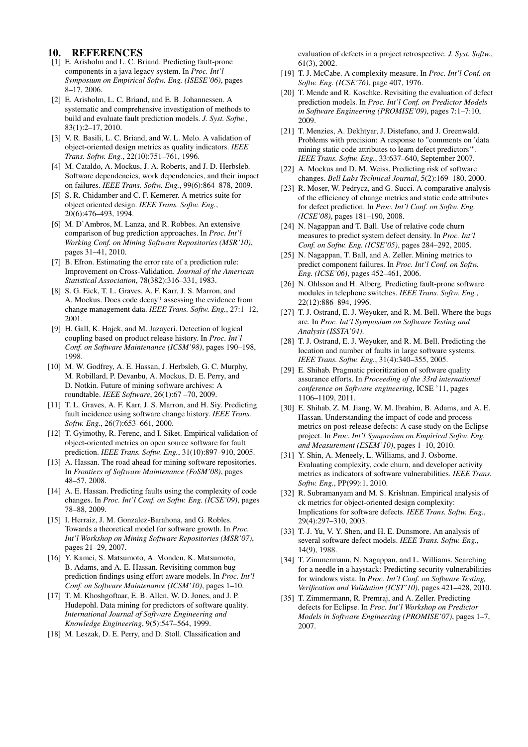## 10. REFERENCES

[1] E. Arisholm and L. C. Briand. Predicting fault-prone components in a java legacy system. In *Proc. Int'l Symposium on Empirical Softw. Eng. (ISESE'06)*, pages 8–17, 2006.

[2] E. Arisholm, L. C. Briand, and E. B. Johannessen. A systematic and comprehensive investigation of methods to build and evaluate fault prediction models. *J. Syst. Softw.*, 83(1):2–17, 2010.

[3] V. R. Basili, L. C. Briand, and W. L. Melo. A validation of object-oriented design metrics as quality indicators. *IEEE Trans. Softw. Eng.*, 22(10):751–761, 1996.

[4] M. Cataldo, A. Mockus, J. A. Roberts, and J. D. Herbsleb. Software dependencies, work dependencies, and their impact on failures. *IEEE Trans. Softw. Eng.*, 99(6):864–878, 2009.

[5] S. R. Chidamber and C. F. Kemerer. A metrics suite for object oriented design. *IEEE Trans. Softw. Eng.*, 20(6):476–493, 1994.

[6] M. D'Ambros, M. Lanza, and R. Robbes. An extensive comparison of bug prediction approaches. In *Proc. Int'l Working Conf. on Mining Software Repositories (MSR'10)*, pages 31–41, 2010.

[7] B. Efron. Estimating the error rate of a prediction rule: Improvement on Cross-Validation. *Journal of the American Statistical Association*, 78(382):316–331, 1983.

[8] S. G. Eick, T. L. Graves, A. F. Karr, J. S. Marron, and A. Mockus. Does code decay? assessing the evidence from change management data. *IEEE Trans. Softw. Eng.*, 27:1–12, 2001.

[9] H. Gall, K. Hajek, and M. Jazayeri. Detection of logical coupling based on product release history. In *Proc. Int'l Conf. on Software Maintenance (ICSM'98)*, pages 190–198, 1998.

[10] M. W. Godfrey, A. E. Hassan, J. Herbsleb, G. C. Murphy, M. Robillard, P. Devanbu, A. Mockus, D. E. Perry, and D. Notkin. Future of mining software archives: A roundtable. *IEEE Software*, 26(1):67 –70, 2009.

[11] T. L. Graves, A. F. Karr, J. S. Marron, and H. Siy. Predicting fault incidence using software change history. *IEEE Trans. Softw. Eng.*, 26(7):653–661, 2000.

[12] T. Gyimothy, R. Ferenc, and I. Siket. Empirical validation of object-oriented metrics on open source software for fault prediction. *IEEE Trans. Softw. Eng.*, 31(10):897–910, 2005.

[13] A. Hassan. The road ahead for mining software repositories. In *Frontiers of Software Maintenance (FoSM'08)*, pages 48–57, 2008.

[14] A. E. Hassan. Predicting faults using the complexity of code changes. In *Proc. Int'l Conf. on Softw. Eng. (ICSE'09)*, pages 78–88, 2009.

[15] I. Herraiz, J. M. Gonzalez-Barahona, and G. Robles. Towards a theoretical model for software growth. In *Proc. Int'l Workshop on Mining Software Repositories (MSR'07)*, pages 21–29, 2007.

[16] Y. Kamei, S. Matsumoto, A. Monden, K. Matsumoto, B. Adams, and A. E. Hassan. Revisiting common bug prediction findings using effort aware models. In *Proc. Int'l Conf. on Software Maintenance (ICSM'10)*, pages 1–10.

[17] T. M. Khoshgoftaar, E. B. Allen, W. D. Jones, and J. P. Hudepohl. Data mining for predictors of software quality. *International Journal of Software Engineering and Knowledge Engineering*, 9(5):547–564, 1999.

[18] M. Leszak, D. E. Perry, and D. Stoll. Classification and evaluation of defects in a project retrospective. *J. Syst. Softw.*, 61(3), 2002.

[19] T. J. McCabe. A complexity measure. In *Proc. Int'l Conf. on Softw. Eng. (ICSE'76)*, page 407, 1976.

[20] T. Mende and R. Koschke. Revisiting the evaluation of defect prediction models. In *Proc. Int'l Conf. on Predictor Models in Software Engineering (PROMISE'09)*, pages 7:1–7:10, 2009.

[21] T. Menzies, A. Dekhtyar, J. Distefano, and J. Greenwald. Problems with precision: A response to "comments on 'data mining static code attributes to learn defect predictors'". *IEEE Trans. Softw. Eng.*, 33:637–640, September 2007.

[22] A. Mockus and D. M. Weiss. Predicting risk of software changes. *Bell Labs Technical Journal*, 5(2):169–180, 2000.

[23] R. Moser, W. Pedrycz, and G. Succi. A comparative analysis of the efficiency of change metrics and static code attributes for defect prediction. In *Proc. Int'l Conf. on Softw. Eng. (ICSE'08)*, pages 181–190, 2008.

[24] N. Nagappan and T. Ball. Use of relative code churn measures to predict system defect density. In *Proc. Int'l Conf. on Softw. Eng. (ICSE'05)*, pages 284–292, 2005.

[25] N. Nagappan, T. Ball, and A. Zeller. Mining metrics to predict component failures. In *Proc. Int'l Conf. on Softw. Eng. (ICSE'06)*, pages 452–461, 2006.

[26] N. Ohlsson and H. Alberg. Predicting fault-prone software modules in telephone switches. *IEEE Trans. Softw. Eng.*, 22(12):886–894, 1996.

[27] T. J. Ostrand, E. J. Weyuker, and R. M. Bell. Where the bugs are. In *Proc. Int'l Symposium on Software Testing and Analysis (ISSTA'04)*.

[28] T. J. Ostrand, E. J. Weyuker, and R. M. Bell. Predicting the location and number of faults in large software systems. *IEEE Trans. Softw. Eng.*, 31(4):340–355, 2005.

[29] E. Shihab. Pragmatic prioritization of software quality assurance efforts. In *Proceeding of the 33rd international conference on Software engineering*, ICSE '11, pages 1106–1109, 2011.

[30] E. Shihab, Z. M. Jiang, W. M. Ibrahim, B. Adams, and A. E. Hassan. Understanding the impact of code and process metrics on post-release defects: A case study on the Eclipse project. In *Proc. Int'l Symposium on Empirical Softw. Eng. and Measurement (ESEM'10)*, pages 1–10, 2010.

[31] Y. Shin, A. Meneely, L. Williams, and J. Osborne. Evaluating complexity, code churn, and developer activity metrics as indicators of software vulnerabilities. *IEEE Trans. Softw. Eng.*, PP(99):1, 2010.

[32] R. Subramanyam and M. S. Krishnan. Empirical analysis of ck metrics for object-oriented design complexity: Implications for software defects. *IEEE Trans. Softw. Eng.*, 29(4):297–310, 2003.

[33] T.-J. Yu, V. Y. Shen, and H. E. Dunsmore. An analysis of several software defect models. *IEEE Trans. Softw. Eng.*, 14(9), 1988.

[34] T. Zimmermann, N. Nagappan, and L. Williams. Searching for a needle in a haystack: Predicting security vulnerabilities for windows vista. In *Proc. Int'l Conf. on Software Testing, Verification and Validation (ICST'10)*, pages 421–428, 2010.

[35] T. Zimmermann, R. Premraj, and A. Zeller. Predicting defects for Eclipse. In *Proc. Int'l Workshop on Predictor Models in Software Engineering (PROMISE'07)*, pages 1–7, 2007.